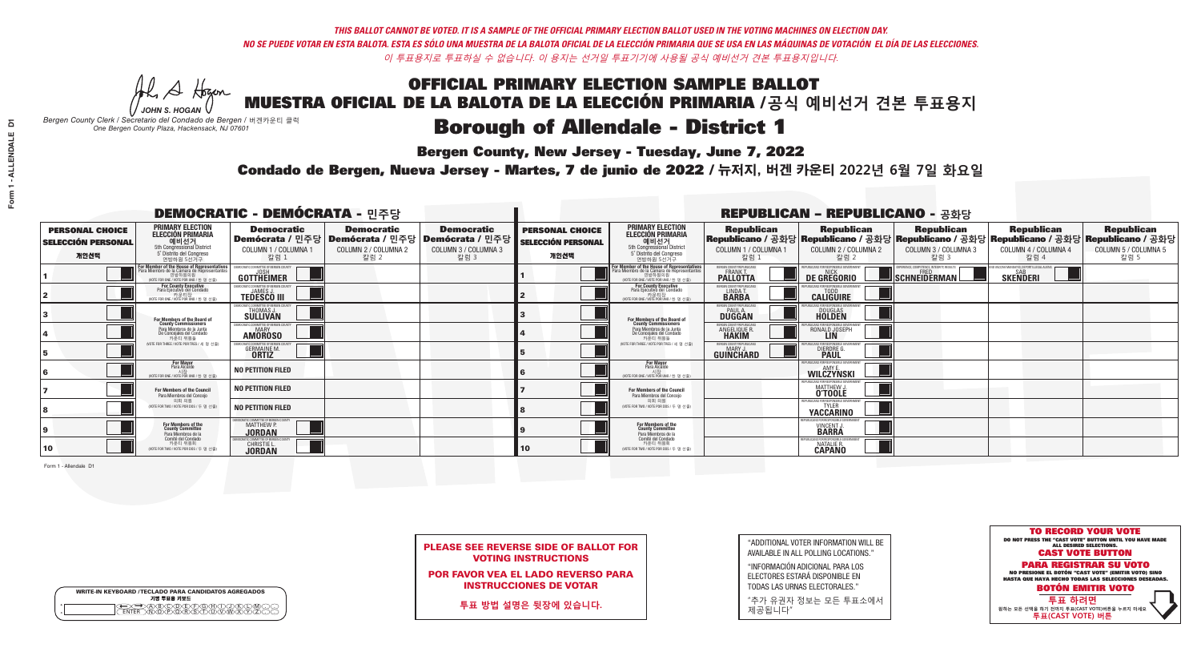*THIS BALLOT CANNOT BE VOTED. IT IS A SAMPLE OF THE OFFICIAL PRIMARY ELECTION BALLOT USED IN THE VOTING MACHINES ON ELECTION DAY.*

*NO SE PUEDE VOTAR EN ESTA BALOTA. ESTA ES SÓLO UNA MUESTRA DE LA BALOTA OFICIAL DE LA ELECCIÓN PRIMARIA QUE SE USA EN LAS MÁQUINAS DE VOTACIÓN EL DÍA DE LAS ELECCIONES.*

*이 투표용지로 투표하실 수 없습니다. 이 용지는 선거일 투표기기에 사용될 공식 예비선거 견본 투표용지입니다.*

JOHN S. HOGAN
*Bergen County Clerk / Secretario del Condado de Bergen / 버겐카운티 클럭*
*One Bergen County Plaza, Hackensack, NJ 07601*

# OFFICIAL PRIMARY ELECTION SAMPLE BALLOT
# MUESTRA OFICIAL DE LA BALOTA DE LA ELECCIÓN PRIMARIA / 공식 예비선거 견본 투표용지

## Borough of Allendale - District 1

**Bergen County, New Jersey - Tuesday, June 7, 2022**

**Condado de Bergen, Nueva Jersey - Martes, 7 de junio de 2022 / 뉴저지, 버겐 카운티 2022년 6월 7일 화요일**

### DEMOCRATIC - DEMÓCRATA - 민주당

| PERSONAL CHOICE / SELECCIÓN PERSONAL / 개인선택 | PRIMARY ELECTION / ELECCIÓN PRIMARIA / 예비선거 (5th Congressional District / 5° Distrito del Congreso / 연방하원 5선거구) | Democratic / Demócrata / 민주당 COLUMN 1 / COLUMNA 1 / 칼럼 1 | Democratic / Demócrata / 민주당 COLUMN 2 / COLUMNA 2 / 칼럼 2 | Democratic / Demócrata / 민주당 COLUMN 3 / COLUMNA 3 / 칼럼 3 |
|---|---|---|---|---|
| 1 | For Member of the House of Representatives / Para Miembro de la Cámara de Representantes / 연방하원의원 (VOTE FOR ONE / VOTE POR UNO / 한 명 선출) | DEMOCRATIC COMMITTEE OF BERGEN COUNTY JOSH GOTTHEIMER | | |
| 2 | For County Executive / Para Ejecutivo del Condado / 카운티장 (VOTE FOR ONE / VOTE POR UNO / 한 명 선출) | DEMOCRATIC COMMITTEE OF BERGEN COUNTY JAMES J. TEDESCO III | | |
| 3 | For Members of the Board of County Commissioners / Para Miembros de la Junta De Concejales del Condado / 카운티 위원들 (VOTE FOR THREE / VOTE POR TRES / 세 명 선출) | DEMOCRATIC COMMITTEE OF BERGEN COUNTY THOMAS J. SULLIVAN | | |
| 4 | | DEMOCRATIC COMMITTEE OF BERGEN COUNTY MARY AMOROSO | | |
| 5 | | DEMOCRATIC COMMITTEE OF BERGEN COUNTY GERMAINE M. ORTIZ | | |
| 6 | For Mayor / Para Alcalde / 시장 (VOTE FOR ONE / VOTE POR UNO / 한 명 선출) | NO PETITION FILED | | |
| 7 | For Members of the Council / Para Miembros del Concejo / 의회 의원 (VOTE FOR TWO / VOTE POR DOS / 두 명 선출) | NO PETITION FILED | | |
| 8 | | NO PETITION FILED | | |
| 9 | For Members of the County Committee / Para Miembros de la Comité del Condado / 카운티 위원회 (VOTE FOR TWO / VOTE POR DOS / 두 명 선출) | DEMOCRATIC COMMITTEE OF BERGEN COUNTY MATTHEW P. JORDAN | | |
| 10 | | DEMOCRATIC COMMITTEE OF BERGEN COUNTY CHRISTIE L. JORDAN | | |

### REPUBLICAN - REPUBLICANO - 공화당

| PERSONAL CHOICE / SELECCIÓN PERSONAL / 개인선택 | PRIMARY ELECTION / ELECCIÓN PRIMARIA / 예비선거 (5th Congressional District / 5° Distrito del Congreso / 연방하원 5선거구) | Republican / Republicano / 공화당 COLUMN 1 / COLUMNA 1 / 칼럼 1 | Republican / Republicano / 공화당 COLUMN 2 / COLUMNA 2 / 칼럼 2 | Republican / Republicano / 공화당 COLUMN 3 / COLUMNA 3 / 칼럼 3 | Republican / Republicano / 공화당 COLUMN 4 / COLUMNA 4 / 칼럼 4 | Republican / Republicano / 공화당 COLUMN 5 / COLUMNA 5 / 칼럼 5 |
|---|---|---|---|---|---|---|
| 1 | For Member of the House of Representatives / Para Miembro de la Cámara de Representantes / 연방하원의원 (VOTE FOR ONE / VOTE POR UNO / 한 명 선출) | BERGEN COUNTY REPUBLICANS FRANK T. PALLOTTA | REPUBLICANS FOR RESPONSIBLE GOVERNMENT NICK DE GREGORIO | EXPERIENCE, COMPETENCE, INTEGRITY, RESULTS FRED SCHNEIDERMAN | END VACCINE MANDATES, DEPORT ILLEGAL ALIENS SAB SKENDERI | |
| 2 | For County Executive / Para Ejecutivo del Condado / 카운티장 (VOTE FOR ONE / VOTE POR UNO / 한 명 선출) | BERGEN COUNTY REPUBLICANS LINDA T. BARBA | REPUBLICANS FOR RESPONSIBLE GOVERNMENT TODD CALIGUIRE | | | |
| 3 | For Members of the Board of County Commissioners / Para Miembros de la Junta De Concejales del Condado / 카운티 위원들 (VOTE FOR THREE / VOTE POR TRES / 세 명 선출) | BERGEN COUNTY REPUBLICANS PAUL A. DUGGAN | REPUBLICANS FOR RESPONSIBLE GOVERNMENT DOUGLAS HOLDEN | | | |
| 4 | | BERGEN COUNTY REPUBLICANS ANGELIQUE R. HAKIM | REPUBLICANS FOR RESPONSIBLE GOVERNMENT RONALD JOSEPH LIN | | | |
| 5 | | BERGEN COUNTY REPUBLICANS MARY J. GUINCHARD | REPUBLICANS FOR RESPONSIBLE GOVERNMENT DIERDRE G. PAUL | | | |
| 6 | For Mayor / Para Alcalde / 시장 (VOTE FOR ONE / VOTE POR UNO / 한 명 선출) | | REPUBLICANS FOR RESPONSIBLE GOVERNMENT AMY E. WILCZYNSKI | | | |
| 7 | For Members of the Council / Para Miembros del Concejo / 의회 의원 (VOTE FOR TWO / VOTE POR DOS / 두 명 선출) | | REPUBLICANS FOR RESPONSIBLE GOVERNMENT MATTHEW J. O'TOOLE | | | |
| 8 | | | REPUBLICANS FOR RESPONSIBLE GOVERNMENT TYLER YACCARINO | | | |
| 9 | For Members of the County Committee / Para Miembros de la Comité del Condado / 카운티 위원회 (VOTE FOR TWO / VOTE POR DOS / 두 명 선출) | | REPUBLICANS FOR RESPONSIBLE GOVERNMENT VINCENT J. BARRA | | | |
| 10 | | | REPUBLICANS FOR RESPONSIBLE GOVERNMENT NATALIE R. CAPANO | | | |

Form 1 - Allendale D1

**WRITE-IN KEYBOARD / TECLADO PARA CANDIDATOS AGREGADOS / 기명 투표용 키보드**

**PLEASE SEE REVERSE SIDE OF BALLOT FOR VOTING INSTRUCTIONS**

**POR FAVOR VEA EL LADO REVERSO PARA INSTRUCCIONES DE VOTAR**

**투표 방법 설명은 뒷장에 있습니다.**

"ADDITIONAL VOTER INFORMATION WILL BE AVAILABLE IN ALL POLLING LOCATIONS."

"INFORMACIÓN ADICIONAL PARA LOS ELECTORES ESTARÁ DISPONIBLE EN TODAS LAS URNAS ELECTORALES."

"추가 유권자 정보는 모든 투표소에서 제공됩니다"

**TO RECORD YOUR VOTE**
DO NOT PRESS THE "CAST VOTE" BUTTON UNTIL YOU HAVE MADE ALL DESIRED SELECTIONS.
**CAST VOTE BUTTON**

**PARA REGISTRAR SU VOTO**
NO PRESIONE EL BOTÓN "CAST VOTE" (EMITIR VOTO) SINO HASTA QUE HAYA HECHO TODAS LAS SELECCIONES DESEADAS.
**BOTÓN EMITIR VOTO**

**투표 하려면**
원하는 모든 선택을 하기 전까지 투표(CAST VOTE)버튼을 누르지 마세요.
**투표(CAST VOTE) 버튼**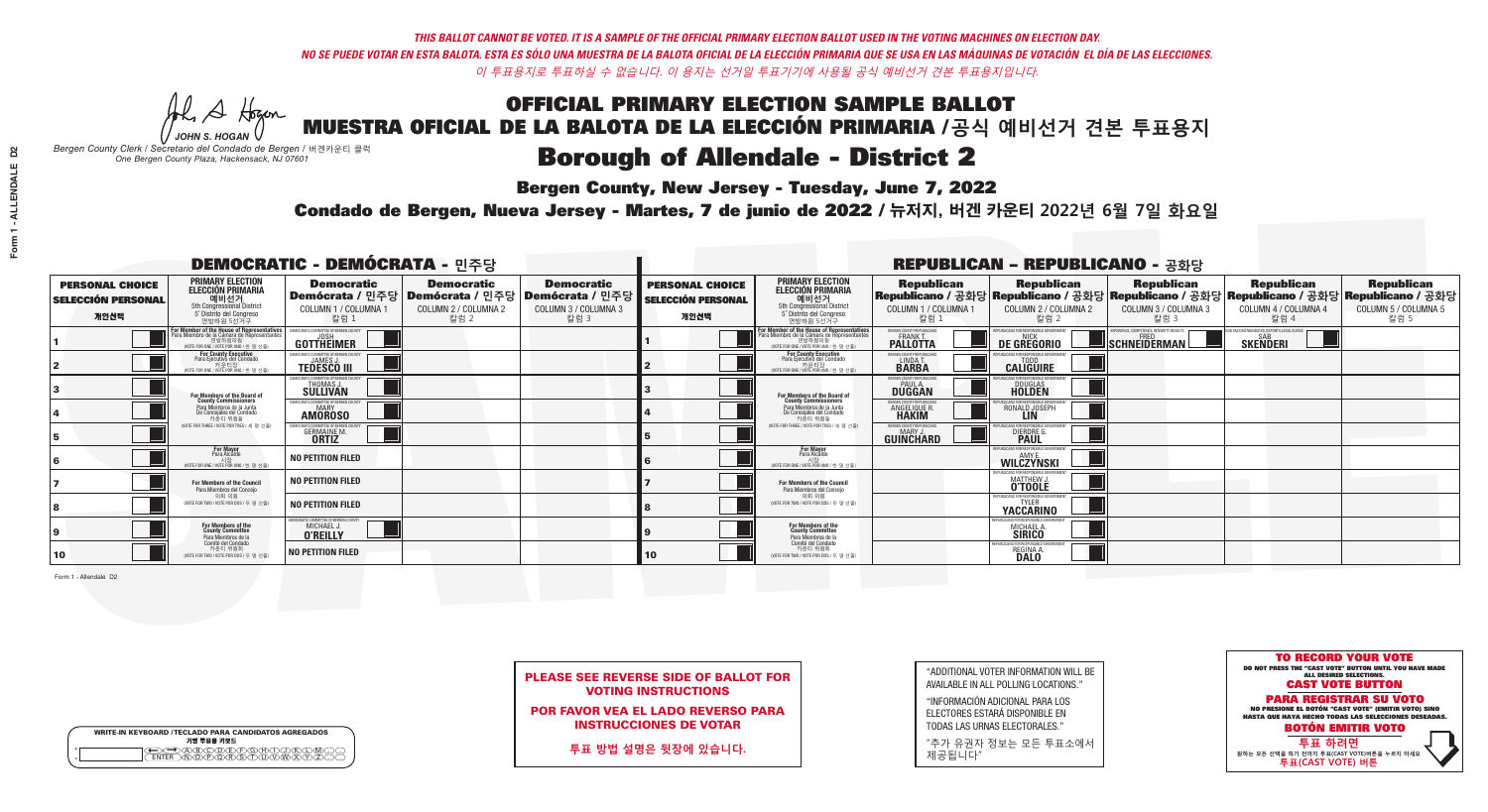*THIS BALLOT CANNOT BE VOTED. IT IS A SAMPLE OF THE OFFICIAL PRIMARY ELECTION BALLOT USED IN THE VOTING MACHINES ON ELECTION DAY.*
*NO SE PUEDE VOTAR EN ESTA BALOTA. ESTA ES SÓLO UNA MUESTRA DE LA BALOTA OFICIAL DE LA ELECCIÓN PRIMARIA QUE SE USA EN LAS MÁQUINAS DE VOTACIÓN EL DÍA DE LAS ELECCIONES.*
*이 투표용지로 투표하실 수 없습니다. 이 용지는 선거일 투표기기에 사용될 공식 예비선거 견본 투표용지입니다.*

JOHN S. HOGAN
*Bergen County Clerk / Secretario del Condado de Bergen / 버겐카운티 클럭*
*One Bergen County Plaza, Hackensack, NJ 07601*

# OFFICIAL PRIMARY ELECTION SAMPLE BALLOT
# MUESTRA OFICIAL DE LA BALOTA DE LA ELECCIÓN PRIMARIA /공식 예비선거 견본 투표용지

## Borough of Allendale - District 2

**Bergen County, New Jersey - Tuesday, June 7, 2022**

**Condado de Bergen, Nueva Jersey - Martes, 7 de junio de 2022 / 뉴저지, 버겐 카운티 2022년 6월 7일 화요일**

### DEMOCRATIC - DEMÓCRATA - 민주당

| PERSONAL CHOICE / SELECCIÓN PERSONAL / 개인선택 | PRIMARY ELECTION / ELECCIÓN PRIMARIA / 예비선거 (5th Congressional District / 5° Distrito del Congreso / 연방하원 5선거구) | Democratic / Demócrata / 민주당 COLUMN 1 / COLUMNA 1 / 칼럼 1 | Democratic / Demócrata / 민주당 COLUMN 2 / COLUMNA 2 / 칼럼 2 | Democratic / Demócrata / 민주당 COLUMN 3 / COLUMNA 3 / 칼럼 3 |
|---|---|---|---|---|
| 1 | For Member of the House of Representatives / Para Miembro de la Cámara de Representantes / 연방하원의원 (VOTE FOR ONE / VOTE POR UNO / 한 명 선출) | DEMOCRATIC COMMITTEE OF BERGEN COUNTY JOSH GOTTHEIMER | | |
| 2 | For County Executive / Para Ejecutivo del Condado / 카운티장 (VOTE FOR ONE / VOTE POR UNO / 한 명 선출) | DEMOCRATIC COMMITTEE OF BERGEN COUNTY JAMES J. TEDESCO III | | |
| 3 | For Members of the Board of County Commissioners / Para Miembros de la Junta De Concejales del Condado / 카운티 위원들 (VOTE FOR THREE / VOTE POR TRES / 세 명 선출) | DEMOCRATIC COMMITTEE OF BERGEN COUNTY THOMAS J. SULLIVAN | | |
| 4 | | DEMOCRATIC COMMITTEE OF BERGEN COUNTY MARY AMOROSO | | |
| 5 | | DEMOCRATIC COMMITTEE OF BERGEN COUNTY GERMAINE M. ORTIZ | | |
| 6 | For Mayor / Para Alcalde / 시장 (VOTE FOR ONE / VOTE POR UNO / 한 명 선출) | NO PETITION FILED | | |
| 7 | For Members of the Council / Para Miembros del Concejo / 의회 의원 (VOTE FOR TWO / VOTE POR DOS / 두 명 선출) | NO PETITION FILED | | |
| 8 | | NO PETITION FILED | | |
| 9 | For Members of the County Committee / Para Miembros de la Comité del Condado / 카운티 위원회 (VOTE FOR TWO / VOTE POR DOS / 두 명 선출) | DEMOCRATIC COMMITTEE OF BERGEN COUNTY MICHAEL J. O'REILLY | | |
| 10 | | NO PETITION FILED | | |

### REPUBLICAN - REPUBLICANO - 공화당

| PERSONAL CHOICE / SELECCIÓN PERSONAL / 개인선택 | PRIMARY ELECTION / ELECCIÓN PRIMARIA / 예비선거 (5th Congressional District / 5° Distrito del Congreso / 연방하원 5선거구) | Republican / Republicano / 공화당 COLUMN 1 / COLUMNA 1 / 칼럼 1 | Republican / Republicano / 공화당 COLUMN 2 / COLUMNA 2 / 칼럼 2 | Republican / Republicano / 공화당 COLUMN 3 / COLUMNA 3 / 칼럼 3 | Republican / Republicano / 공화당 COLUMN 4 / COLUMNA 4 / 칼럼 4 | Republican / Republicano / 공화당 COLUMN 5 / COLUMNA 5 / 칼럼 5 |
|---|---|---|---|---|---|---|
| 1 | For Member of the House of Representatives / Para Miembro de la Cámara de Representantes / 연방하원의원 (VOTE FOR ONE / VOTE POR UNO / 한 명 선출) | BERGEN COUNTY REPUBLICANS FRANK T. PALLOTTA | REPUBLICANS FOR RESPONSIBLE GOVERNMENT NICK DE GREGORIO | EXPERIENCE, COMPETENCE, INTEGRITY RESULTS FRED SCHNEIDERMAN | END VACCINE MANDATES, DEPORT ILLEGAL ALIENS SAB SKENDERI | |
| 2 | For County Executive / Para Ejecutivo del Condado / 카운티장 (VOTE FOR ONE / VOTE POR UNO / 한 명 선출) | BERGEN COUNTY REPUBLICANS LINDA T. BARBA | REPUBLICANS FOR RESPONSIBLE GOVERNMENT TODD CALIGUIRE | | | |
| 3 | For Members of the Board of County Commissioners / Para Miembros de la Junta De Concejales del Condado / 카운티 위원들 (VOTE FOR THREE / VOTE POR TRES / 세 명 선출) | BERGEN COUNTY REPUBLICANS PAUL A. DUGGAN | REPUBLICANS FOR RESPONSIBLE GOVERNMENT DOUGLAS HOLDEN | | | |
| 4 | | BERGEN COUNTY REPUBLICANS ANGELIQUE R. HAKIM | REPUBLICANS FOR RESPONSIBLE GOVERNMENT RONALD JOSEPH LIN | | | |
| 5 | | BERGEN COUNTY REPUBLICANS MARY J. GUINCHARD | REPUBLICANS FOR RESPONSIBLE GOVERNMENT DIERDRE G. PAUL | | | |
| 6 | For Mayor / Para Alcalde / 시장 (VOTE FOR ONE / VOTE POR UNO / 한 명 선출) | | REPUBLICANS FOR RESPONSIBLE GOVERNMENT AMY E. WILCZYNSKI | | | |
| 7 | For Members of the Council / Para Miembros del Concejo / 의회 의원 (VOTE FOR TWO / VOTE POR DOS / 두 명 선출) | | REPUBLICANS FOR RESPONSIBLE GOVERNMENT MATTHEW J. O'TOOLE | | | |
| 8 | | | REPUBLICANS FOR RESPONSIBLE GOVERNMENT TYLER YACCARINO | | | |
| 9 | For Members of the County Committee / Para Miembros de la Comité del Condado / 카운티 위원회 (VOTE FOR TWO / VOTE POR DOS / 두 명 선출) | | REPUBLICANS FOR RESPONSIBLE GOVERNMENT MICHAEL A. SIRICO | | | |
| 10 | | | REPUBLICANS FOR RESPONSIBLE GOVERNMENT REGINA A. DALO | | | |

Form 1 - Allendale D2

**WRITE-IN KEYBOARD /TECLADO PARA CANDIDATOS AGREGADOS / 기명 투표용 키보드**

**PLEASE SEE REVERSE SIDE OF BALLOT FOR VOTING INSTRUCTIONS**

**POR FAVOR VEA EL LADO REVERSO PARA INSTRUCCIONES DE VOTAR**

**투표 방법 설명은 뒷장에 있습니다.**

"ADDITIONAL VOTER INFORMATION WILL BE AVAILABLE IN ALL POLLING LOCATIONS."

"INFORMACIÓN ADICIONAL PARA LOS ELECTORES ESTARÁ DISPONIBLE EN TODAS LAS URNAS ELECTORALES."

"추가 유권자 정보는 모든 투표소에서 제공됩니다"

**TO RECORD YOUR VOTE**
DO NOT PRESS THE "CAST VOTE" BUTTON UNTIL YOU HAVE MADE ALL DESIRED SELECTIONS.
**CAST VOTE BUTTON**

**PARA REGISTRAR SU VOTO**
NO PRESIONE EL BOTÓN "CAST VOTE" (EMITIR VOTO) SINO HASTA QUE HAYA HECHO TODAS LAS SELECCIONES DESEADAS.
**BOTÓN EMITIR VOTO**

**투표 하려면**
원하는 모든 선택을 하기 전까지 투표(CAST VOTE) 버튼을 누르지 마세요
**투표(CAST VOTE) 버튼**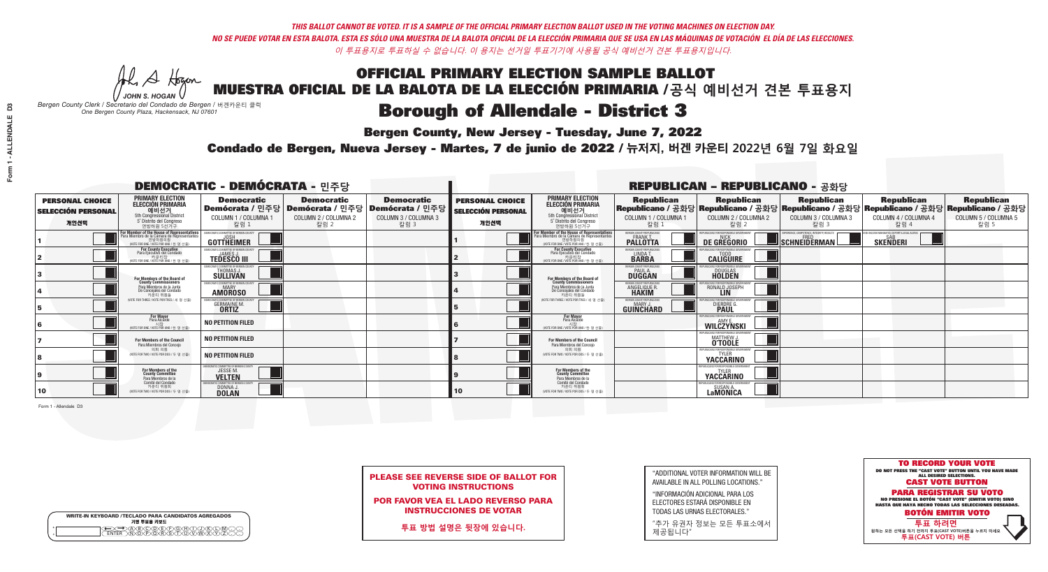*THIS BALLOT CANNOT BE VOTED. IT IS A SAMPLE OF THE OFFICIAL PRIMARY ELECTION BALLOT USED IN THE VOTING MACHINES ON ELECTION DAY.*
*NO SE PUEDE VOTAR EN ESTA BALOTA. ESTA ES SÓLO UNA MUESTRA DE LA BALOTA OFICIAL DE LA ELECCIÓN PRIMARIA QUE SE USA EN LAS MÁQUINAS DE VOTACIÓN EL DÍA DE LAS ELECCIONES.*
*이 투표용지로 투표하실 수 없습니다. 이 용지는 선거일 투표기기에 사용될 공식 예비선거 견본 투표용지입니다.*

JOHN S. HOGAN
*Bergen County Clerk / Secretario del Condado de Bergen / 버겐카운티 클럭*
*One Bergen County Plaza, Hackensack, NJ 07601*

# OFFICIAL PRIMARY ELECTION SAMPLE BALLOT
# MUESTRA OFICIAL DE LA BALOTA DE LA ELECCIÓN PRIMARIA /공식 예비선거 견본 투표용지
# Borough of Allendale - District 3

**Bergen County, New Jersey - Tuesday, June 7, 2022**

**Condado de Bergen, Nueva Jersey - Martes, 7 de junio de 2022 / 뉴저지, 버겐 카운티 2022년 6월 7일 화요일**

## DEMOCRATIC - DEMÓCRATA - 민주당

| PERSONAL CHOICE / SELECCIÓN PERSONAL / 개인선택 | PRIMARY ELECTION / ELECCIÓN PRIMARIA / 예비선거 (5th Congressional District / 5° Distrito del Congreso / 연방하원 5선거구) | Democratic / Demócrata / 민주당 COLUMN 1 / COLUMNA 1 / 칼럼 1 | Democratic / Demócrata / 민주당 COLUMN 2 / COLUMNA 2 / 칼럼 2 | Democratic / Demócrata / 민주당 COLUMN 3 / COLUMNA 3 / 칼럼 3 |
|---|---|---|---|---|
| 1 | For Member of the House of Representatives / Para Miembro de la Cámara de Representantes / 연방하원의원 (VOTE FOR ONE / VOTE POR UNO / 한 명 선출) | JOSH GOTTHEIMER | | |
| 2 | For County Executive / Para Ejecutivo del Condado / 카운티장 (VOTE FOR ONE / VOTE POR UNO / 한 명 선출) | JAMES J. TEDESCO III | | |
| 3 | For Members of the Board of County Commissioners / Para Miembros de la Junta De Concejales del Condado / 카운티 위원들 (VOTE FOR THREE / VOTE POR TRES / 세 명 선출) | THOMAS J. SULLIVAN | | |
| 4 | | MARY AMOROSO | | |
| 5 | | GERMAINE M. ORTIZ | | |
| 6 | For Mayor / Para Alcalde / 시장 (VOTE FOR ONE / VOTE POR UNO / 한 명 선출) | NO PETITION FILED | | |
| 7 | For Members of the Council / Para Miembros del Concejo / 의회 의원 (VOTE FOR TWO / VOTE POR DOS / 두 명 선출) | NO PETITION FILED | | |
| 8 | | NO PETITION FILED | | |
| 9 | For Members of the County Committee / Para Miembros de la Comité del Condado / 카운티 위원회 (VOTE FOR TWO / VOTE POR DOS / 두 명 선출) | JESSE M. VELTEN | | |
| 10 | | DONNA J. DOLAN | | |

## REPUBLICAN - REPUBLICANO - 공화당

| PERSONAL CHOICE / SELECCIÓN PERSONAL / 개인선택 | PRIMARY ELECTION / ELECCIÓN PRIMARIA / 예비선거 (5th Congressional District / 5° Distrito del Congreso / 연방하원 5선거구) | Republican / Republicano / 공화당 COLUMN 1 / COLUMNA 1 / 칼럼 1 | Republican / Republicano / 공화당 COLUMN 2 / COLUMNA 2 / 칼럼 2 | Republican / Republicano / 공화당 COLUMN 3 / COLUMNA 3 / 칼럼 3 | Republican / Republicano / 공화당 COLUMN 4 / COLUMNA 4 / 칼럼 4 | Republican / Republicano / 공화당 COLUMN 5 / COLUMNA 5 / 칼럼 5 |
|---|---|---|---|---|---|---|
| 1 | For Member of the House of Representatives / Para Miembro de la Cámara de Representantes / 연방하원의원 (VOTE FOR ONE / VOTE POR UNO / 한 명 선출) | FRANK T. PALLOTTA | NICK DE GREGORIO | FRED SCHNEIDERMAN | SAB SKENDERI | |
| 2 | For County Executive / Para Ejecutivo del Condado / 카운티장 (VOTE FOR ONE / VOTE POR UNO / 한 명 선출) | LINDA T. BARBA | TODD CALIGUIRE | | | |
| 3 | For Members of the Board of County Commissioners / Para Miembros de la Junta De Concejales del Condado / 카운티 위원들 (VOTE FOR THREE / VOTE POR TRES / 세 명 선출) | PAUL A. DUGGAN | DOUGLAS HOLDEN | | | |
| 4 | | ANGELIQUE R. HAKIM | RONALD JOSEPH LIN | | | |
| 5 | | MARY J. GUINCHARD | DIERDRE G. PAUL | | | |
| 6 | For Mayor / Para Alcalde / 시장 (VOTE FOR ONE / VOTE POR UNO / 한 명 선출) | | AMY E. WILCZYNSKI | | | |
| 7 | For Members of the Council / Para Miembros del Concejo / 의회 의원 (VOTE FOR TWO / VOTE POR DOS / 두 명 선출) | | MATTHEW J. O'TOOLE | | | |
| 8 | | | TYLER YACCARINO | | | |
| 9 | For Members of the County Committee / Para Miembros de la Comité del Condado / 카운티 위원회 (VOTE FOR TWO / VOTE POR DOS / 두 명 선출) | | TYLER YACCARINO | | | |
| 10 | | | SUSAN A. LaMONICA | | | |

Form 1 - Allendale D3

WRITE-IN KEYBOARD /TECLADO PARA CANDIDATOS AGREGADOS
기명 투표용 키보드

**PLEASE SEE REVERSE SIDE OF BALLOT FOR VOTING INSTRUCTIONS**

**POR FAVOR VEA EL LADO REVERSO PARA INSTRUCCIONES DE VOTAR**

**투표 방법 설명은 뒷장에 있습니다.**

"ADDITIONAL VOTER INFORMATION WILL BE AVAILABLE IN ALL POLLING LOCATIONS."

"INFORMACIÓN ADICIONAL PARA LOS ELECTORES ESTARÁ DISPONIBLE EN TODAS LAS URNAS ELECTORALES."

"추가 유권자 정보는 모든 투표소에서 제공됩니다"

**TO RECORD YOUR VOTE**
DO NOT PRESS THE "CAST VOTE" BUTTON UNTIL YOU HAVE MADE ALL DESIRED SELECTIONS.
**CAST VOTE BUTTON**

**PARA REGISTRAR SU VOTO**
NO PRESIONE EL BOTÓN "CAST VOTE" (EMITIR VOTO) SINO HASTA QUE HAYA HECHO TODAS LAS SELECCIONES DESEADAS.
**BOTÓN EMITIR VOTO**

**투표 하려면**
원하는 모든 선택을 하기 전까지 투표(CAST VOTE)버튼을 누르지 마세요
**투표(CAST VOTE) 버튼**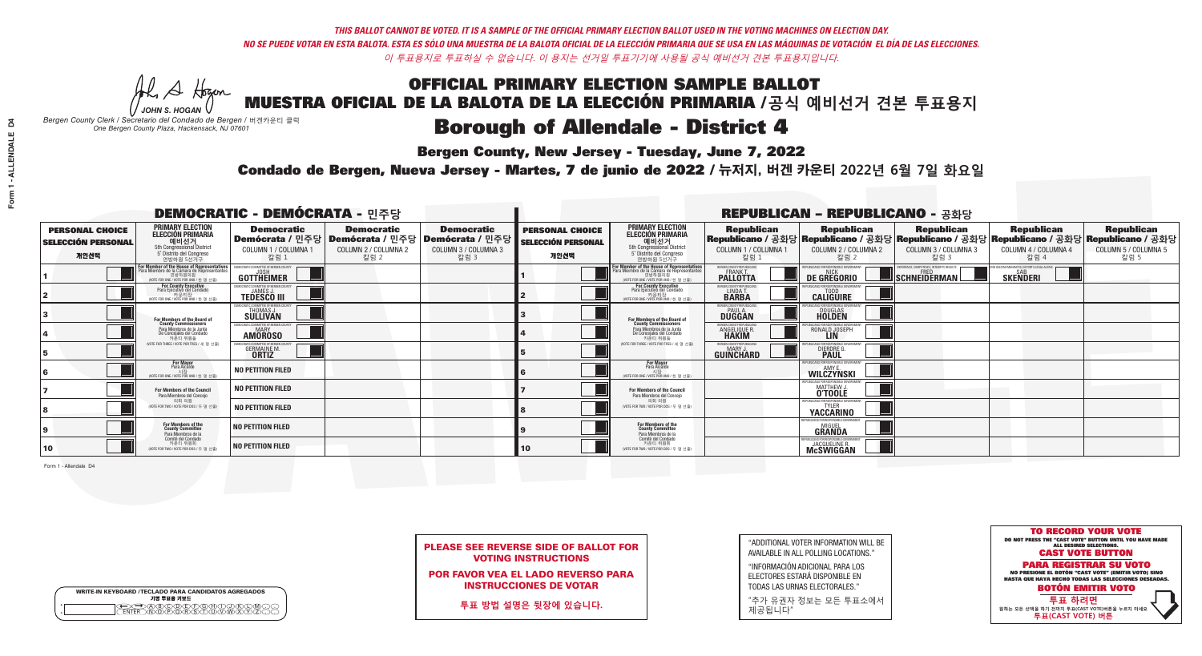THIS BALLOT CANNOT BE VOTED. IT IS A SAMPLE OF THE OFFICIAL PRIMARY ELECTION BALLOT USED IN THE VOTING MACHINES ON ELECTION DAY.
NO SE PUEDE VOTAR EN ESTA BALOTA. ESTA ES SÓLO UNA MUESTRA DE LA BALOTA OFICIAL DE LA ELECCIÓN PRIMARIA QUE SE USA EN LAS MÁQUINAS DE VOTACIÓN EL DÍA DE LAS ELECCIONES.
이 투표용지로 투표하실 수 없습니다. 이 용지는 선거일 투표기기에 사용될 공식 예비선거 견본 투표용지입니다.

JOHN S. HOGAN
Bergen County Clerk / Secretario del Condado de Bergen / 버겐카운티 클럭
One Bergen County Plaza, Hackensack, NJ 07601

# OFFICIAL PRIMARY ELECTION SAMPLE BALLOT
# MUESTRA OFICIAL DE LA BALOTA DE LA ELECCIÓN PRIMARIA /공식 예비선거 견본 투표용지

## Borough of Allendale - District 4

**Bergen County, New Jersey - Tuesday, June 7, 2022**

**Condado de Bergen, Nueva Jersey - Martes, 7 de junio de 2022 / 뉴저지, 버겐 카운티 2022년 6월 7일 화요일**

### DEMOCRATIC - DEMÓCRATA - 민주당

| PERSONAL CHOICE / SELECCIÓN PERSONAL / 개인선택 | PRIMARY ELECTION / ELECCIÓN PRIMARIA / 예비선거 / 5th Congressional District / 5° Distrito del Congreso / 연방하원 5선거구 | Democratic / Demócrata / 민주당 COLUMN 1 / COLUMNA 1 / 칼럼 1 | Democratic / Demócrata / 민주당 COLUMN 2 / COLUMNA 2 / 칼럼 2 | Democratic / Demócrata / 민주당 COLUMN 3 / COLUMNA 3 / 칼럼 3 |
|---|---|---|---|---|
| 1 | For Member of the House of Representatives / Para Miembro de la Cámara de Representantes / 연방하원의원 (VOTE FOR ONE / VOTE POR UNO / 한 명 선출) | DEMOCRATIC COMMITTEE OF BERGEN COUNTY JOSH GOTTHEIMER | | |
| 2 | For County Executive / Para Ejecutivo del Condado / 카운티장 (VOTE FOR ONE / VOTE POR UNO / 한 명 선출) | DEMOCRATIC COMMITTEE OF BERGEN COUNTY JAMES J. TEDESCO III | | |
| 3 | For Members of the Board of County Commissioners / Para Miembros de la Junta De Concejales del Condado / 카운티 위원들 (VOTE FOR THREE / VOTE POR TRES / 세 명 선출) | DEMOCRATIC COMMITTEE OF BERGEN COUNTY THOMAS J. SULLIVAN | | |
| 4 | | DEMOCRATIC COMMITTEE OF BERGEN COUNTY MARY AMOROSO | | |
| 5 | | DEMOCRATIC COMMITTEE OF BERGEN COUNTY GERMAINE M. ORTIZ | | |
| 6 | For Mayor / Para Alcalde / 시장 (VOTE FOR ONE / VOTE POR UNO / 한 명 선출) | NO PETITION FILED | | |
| 7 | For Members of the Council / Para Miembros del Concejo / 의회 의원 (VOTE FOR TWO / VOTE POR DOS / 두 명 선출) | NO PETITION FILED | | |
| 8 | | NO PETITION FILED | | |
| 9 | For Members of the County Committee / Para Miembros de la Comité del Condado / 카운티 위원회 (VOTE FOR TWO / VOTE POR DOS / 두 명 선출) | NO PETITION FILED | | |
| 10 | | NO PETITION FILED | | |

### REPUBLICAN - REPUBLICANO - 공화당

| PERSONAL CHOICE / SELECCIÓN PERSONAL / 개인선택 | PRIMARY ELECTION / ELECCIÓN PRIMARIA / 예비선거 / 5th Congressional District / 5° Distrito del Congreso / 연방하원 5선거구 | Republican / Republicano / 공화당 COLUMN 1 / COLUMNA 1 / 칼럼 1 | Republican / Republicano / 공화당 COLUMN 2 / COLUMNA 2 / 칼럼 2 | Republican / Republicano / 공화당 COLUMN 3 / COLUMNA 3 / 칼럼 3 | Republican / Republicano / 공화당 COLUMN 4 / COLUMNA 4 / 칼럼 4 | Republican / Republicano / 공화당 COLUMN 5 / COLUMNA 5 / 칼럼 5 |
|---|---|---|---|---|---|---|
| 1 | For Member of the House of Representatives / Para Miembro de la Cámara de Representantes / 연방하원의원 (VOTE FOR ONE / VOTE POR UNO / 한 명 선출) | BERGEN COUNTY REPUBLICANS FRANK T. PALLOTTA | REPUBLICANS FOR RESPONSIBLE GOVERNMENT NICK DE GREGORIO | EXPERIENCE, COMPETENCE, INTEGRITY RESULTS FRED SCHNEIDERMAN | END VACCINE MANDATES, DEPORT ILLEGAL ALIENS SAB SKENDERI | |
| 2 | For County Executive / Para Ejecutivo del Condado / 카운티장 (VOTE FOR ONE / VOTE POR UNO / 한 명 선출) | BERGEN COUNTY REPUBLICANS LINDA T. BARBA | REPUBLICANS FOR RESPONSIBLE GOVERNMENT TODD CALIGUIRE | | | |
| 3 | For Members of the Board of County Commissioners / Para Miembros de la Junta De Concejales del Condado / 카운티 위원들 (VOTE FOR THREE / VOTE POR TRES / 세 명 선출) | BERGEN COUNTY REPUBLICANS PAUL A. DUGGAN | REPUBLICANS FOR RESPONSIBLE GOVERNMENT DOUGLAS HOLDEN | | | |
| 4 | | BERGEN COUNTY REPUBLICANS ANGELIQUE R. HAKIM | REPUBLICANS FOR RESPONSIBLE GOVERNMENT RONALD JOSEPH LIN | | | |
| 5 | | BERGEN COUNTY REPUBLICANS MARY J. GUINCHARD | REPUBLICANS FOR RESPONSIBLE GOVERNMENT DIERDRE G. PAUL | | | |
| 6 | For Mayor / Para Alcalde / 시장 (VOTE FOR ONE / VOTE POR UNO / 한 명 선출) | | REPUBLICANS FOR RESPONSIBLE GOVERNMENT AMY E. WILCZYNSKI | | | |
| 7 | For Members of the Council / Para Miembros del Concejo / 의회 의원 (VOTE FOR TWO / VOTE POR DOS / 두 명 선출) | | REPUBLICANS FOR RESPONSIBLE GOVERNMENT MATTHEW J. O'TOOLE | | | |
| 8 | | | REPUBLICANS FOR RESPONSIBLE GOVERNMENT TYLER YACCARINO | | | |
| 9 | For Members of the County Committee / Para Miembros de la Comité del Condado / 카운티 위원회 (VOTE FOR TWO / VOTE POR DOS / 두 명 선출) | | REPUBLICANS FOR RESPONSIBLE GOVERNMENT MIGUEL GRANDA | | | |
| 10 | | | REPUBLICANS FOR RESPONSIBLE GOVERNMENT JACQUELINE R. McSWIGGAN | | | |

Form 1 - Allendale D4

WRITE-IN KEYBOARD /TECLADO PARA CANDIDATOS AGREGADOS
기명 투표용 키보드

**PLEASE SEE REVERSE SIDE OF BALLOT FOR VOTING INSTRUCTIONS**

**POR FAVOR VEA EL LADO REVERSO PARA INSTRUCCIONES DE VOTAR**

**투표 방법 설명은 뒷장에 있습니다.**

"ADDITIONAL VOTER INFORMATION WILL BE AVAILABLE IN ALL POLLING LOCATIONS."

"INFORMACIÓN ADICIONAL PARA LOS ELECTORES ESTARÁ DISPONIBLE EN TODAS LAS URNAS ELECTORALES."

"추가 유권자 정보는 모든 투표소에서 제공됩니다"

**TO RECORD YOUR VOTE**
DO NOT PRESS THE "CAST VOTE" BUTTON UNTIL YOU HAVE MADE ALL DESIRED SELECTIONS.
**CAST VOTE BUTTON**

**PARA REGISTRAR SU VOTO**
NO PRESIONE EL BOTÓN "CAST VOTE" (EMITIR VOTO) SINO HASTA QUE HAYA HECHO TODAS LAS SELECCIONES DESEADAS.
**BOTÓN EMITIR VOTO**

**투표 하려면**
원하는 모든 선택을 하기 전까지 투표(CAST VOTE)버튼을 누르지 마세요
**투표(CAST VOTE) 버튼**